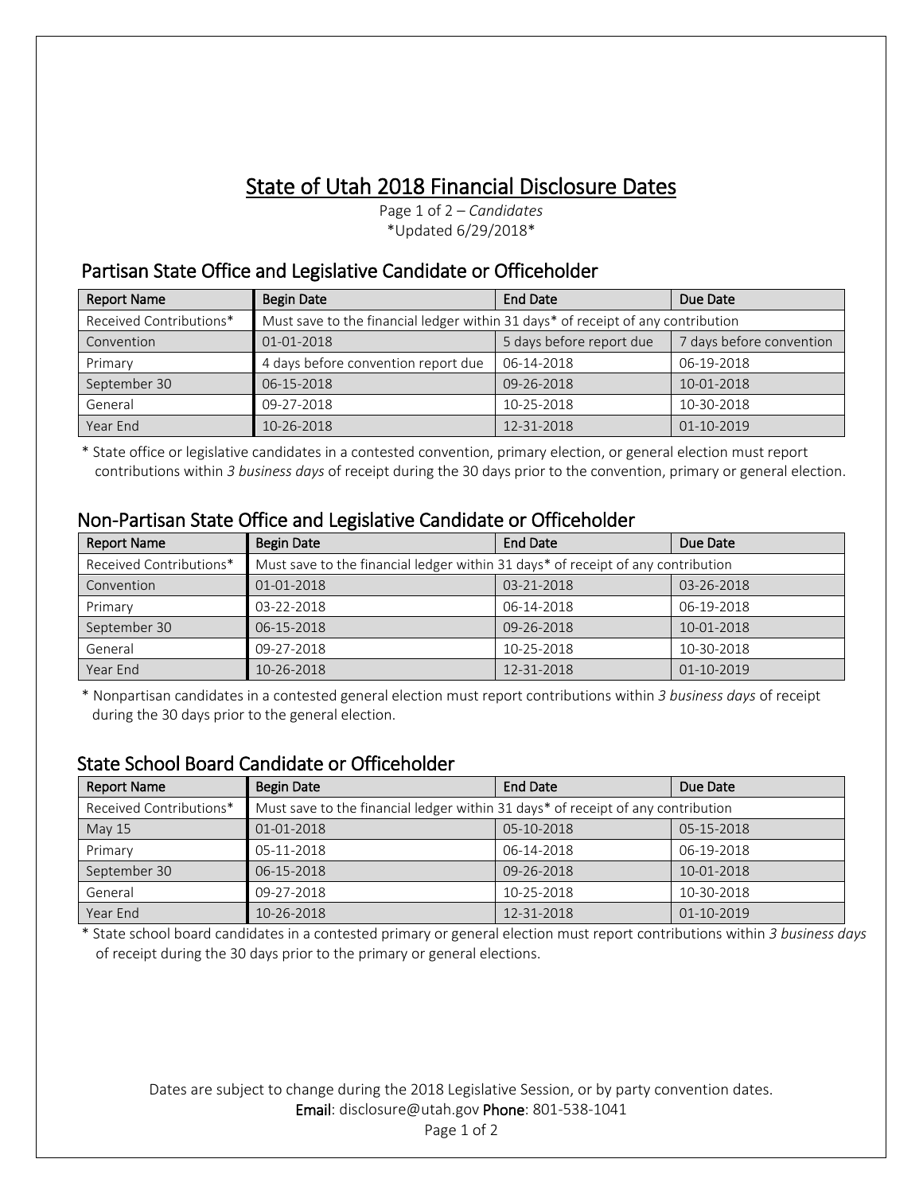# State of Utah 2018 Financial Disclosure Dates

Page 1 of 2 – *Candidates*
*Updated 6/29/2018*

## Partisan State Office and Legislative Candidate or Officeholder

| Report Name | Begin Date | End Date | Due Date |
|---|---|---|---|
| Received Contributions* | Must save to the financial ledger within 31 days* of receipt of any contribution | | |
| Convention | 01-01-2018 | 5 days before report due | 7 days before convention |
| Primary | 4 days before convention report due | 06-14-2018 | 06-19-2018 |
| September 30 | 06-15-2018 | 09-26-2018 | 10-01-2018 |
| General | 09-27-2018 | 10-25-2018 | 10-30-2018 |
| Year End | 10-26-2018 | 12-31-2018 | 01-10-2019 |

* State office or legislative candidates in a contested convention, primary election, or general election must report contributions within *3 business days* of receipt during the 30 days prior to the convention, primary or general election.

## Non-Partisan State Office and Legislative Candidate or Officeholder

| Report Name | Begin Date | End Date | Due Date |
|---|---|---|---|
| Received Contributions* | Must save to the financial ledger within 31 days* of receipt of any contribution | | |
| Convention | 01-01-2018 | 03-21-2018 | 03-26-2018 |
| Primary | 03-22-2018 | 06-14-2018 | 06-19-2018 |
| September 30 | 06-15-2018 | 09-26-2018 | 10-01-2018 |
| General | 09-27-2018 | 10-25-2018 | 10-30-2018 |
| Year End | 10-26-2018 | 12-31-2018 | 01-10-2019 |

* Nonpartisan candidates in a contested general election must report contributions within *3 business days* of receipt during the 30 days prior to the general election.

## State School Board Candidate or Officeholder

| Report Name | Begin Date | End Date | Due Date |
|---|---|---|---|
| Received Contributions* | Must save to the financial ledger within 31 days* of receipt of any contribution | | |
| May 15 | 01-01-2018 | 05-10-2018 | 05-15-2018 |
| Primary | 05-11-2018 | 06-14-2018 | 06-19-2018 |
| September 30 | 06-15-2018 | 09-26-2018 | 10-01-2018 |
| General | 09-27-2018 | 10-25-2018 | 10-30-2018 |
| Year End | 10-26-2018 | 12-31-2018 | 01-10-2019 |

* State school board candidates in a contested primary or general election must report contributions within *3 business days* of receipt during the 30 days prior to the primary or general elections.

Dates are subject to change during the 2018 Legislative Session, or by party convention dates.
**Email**: disclosure@utah.gov **Phone**: 801-538-1041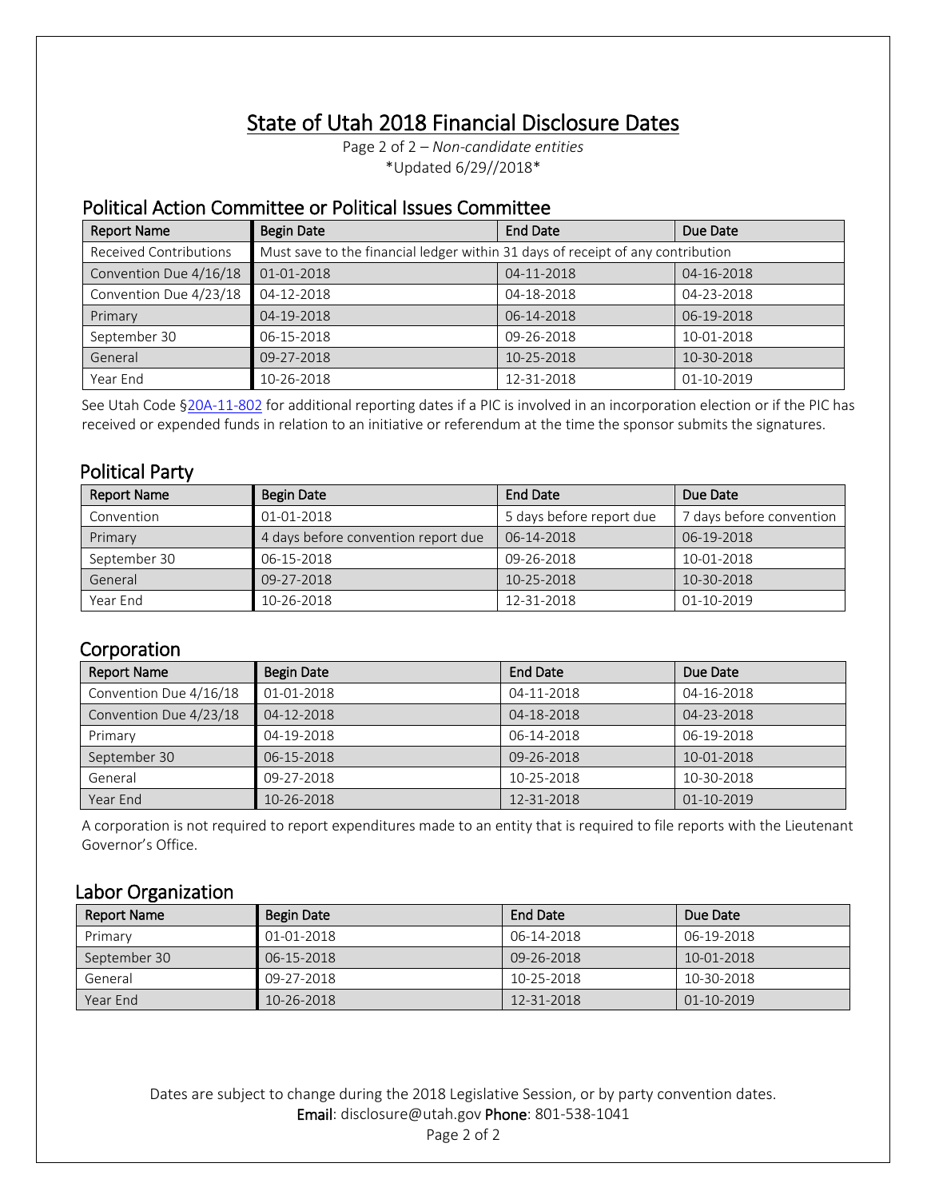# State of Utah 2018 Financial Disclosure Dates

Page 2 of 2 – *Non-candidate entities*
*Updated 6/29//2018*

## Political Action Committee or Political Issues Committee

| Report Name | Begin Date | End Date | Due Date |
|---|---|---|---|
| Received Contributions | Must save to the financial ledger within 31 days of receipt of any contribution | | |
| Convention Due 4/16/18 | 01-01-2018 | 04-11-2018 | 04-16-2018 |
| Convention Due 4/23/18 | 04-12-2018 | 04-18-2018 | 04-23-2018 |
| Primary | 04-19-2018 | 06-14-2018 | 06-19-2018 |
| September 30 | 06-15-2018 | 09-26-2018 | 10-01-2018 |
| General | 09-27-2018 | 10-25-2018 | 10-30-2018 |
| Year End | 10-26-2018 | 12-31-2018 | 01-10-2019 |

See Utah Code §20A-11-802 for additional reporting dates if a PIC is involved in an incorporation election or if the PIC has received or expended funds in relation to an initiative or referendum at the time the sponsor submits the signatures.

## Political Party

| Report Name | Begin Date | End Date | Due Date |
|---|---|---|---|
| Convention | 01-01-2018 | 5 days before report due | 7 days before convention |
| Primary | 4 days before convention report due | 06-14-2018 | 06-19-2018 |
| September 30 | 06-15-2018 | 09-26-2018 | 10-01-2018 |
| General | 09-27-2018 | 10-25-2018 | 10-30-2018 |
| Year End | 10-26-2018 | 12-31-2018 | 01-10-2019 |

## Corporation

| Report Name | Begin Date | End Date | Due Date |
|---|---|---|---|
| Convention Due 4/16/18 | 01-01-2018 | 04-11-2018 | 04-16-2018 |
| Convention Due 4/23/18 | 04-12-2018 | 04-18-2018 | 04-23-2018 |
| Primary | 04-19-2018 | 06-14-2018 | 06-19-2018 |
| September 30 | 06-15-2018 | 09-26-2018 | 10-01-2018 |
| General | 09-27-2018 | 10-25-2018 | 10-30-2018 |
| Year End | 10-26-2018 | 12-31-2018 | 01-10-2019 |

A corporation is not required to report expenditures made to an entity that is required to file reports with the Lieutenant Governor's Office.

## Labor Organization

| Report Name | Begin Date | End Date | Due Date |
|---|---|---|---|
| Primary | 01-01-2018 | 06-14-2018 | 06-19-2018 |
| September 30 | 06-15-2018 | 09-26-2018 | 10-01-2018 |
| General | 09-27-2018 | 10-25-2018 | 10-30-2018 |
| Year End | 10-26-2018 | 12-31-2018 | 01-10-2019 |

Dates are subject to change during the 2018 Legislative Session, or by party convention dates.
**Email**: disclosure@utah.gov **Phone**: 801-538-1041